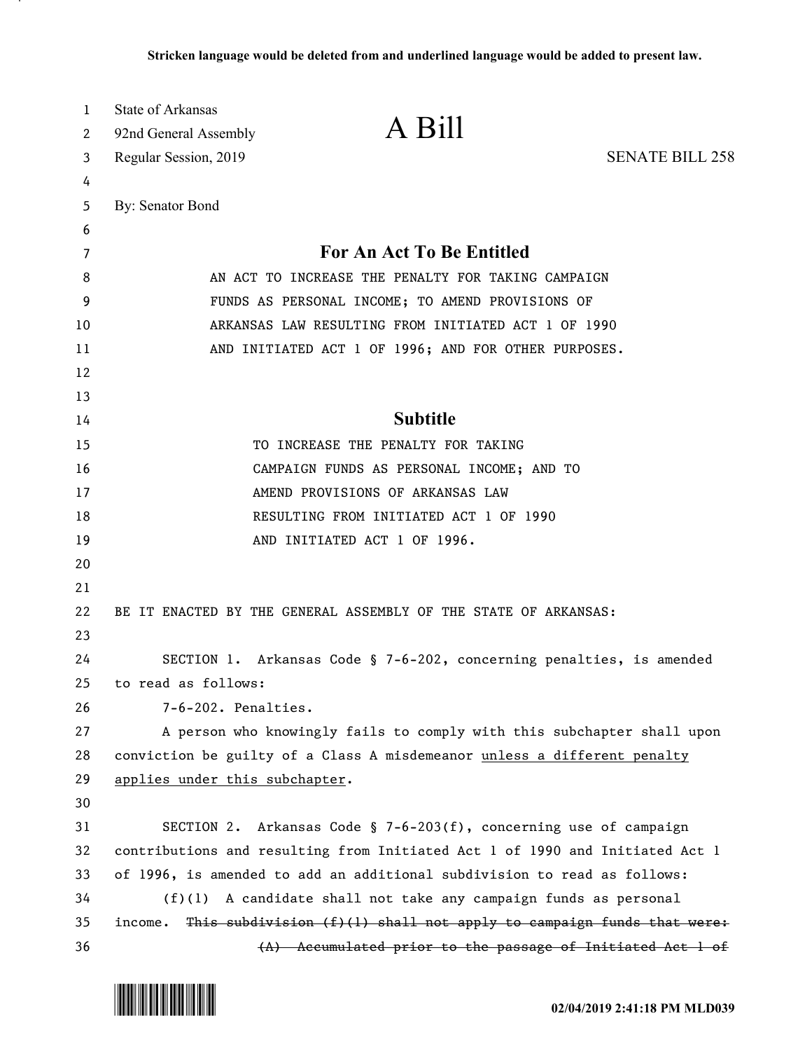**Stricken language would be deleted from and underlined language would be added to present law.**

State of Arkansas
92nd General Assembly
Regular Session, 2019

# A Bill

SENATE BILL 258

By: Senator Bond

## For An Act To Be Entitled

AN ACT TO INCREASE THE PENALTY FOR TAKING CAMPAIGN FUNDS AS PERSONAL INCOME; TO AMEND PROVISIONS OF ARKANSAS LAW RESULTING FROM INITIATED ACT 1 OF 1990 AND INITIATED ACT 1 OF 1996; AND FOR OTHER PURPOSES.

## Subtitle

TO INCREASE THE PENALTY FOR TAKING CAMPAIGN FUNDS AS PERSONAL INCOME; AND TO AMEND PROVISIONS OF ARKANSAS LAW RESULTING FROM INITIATED ACT 1 OF 1990 AND INITIATED ACT 1 OF 1996.

BE IT ENACTED BY THE GENERAL ASSEMBLY OF THE STATE OF ARKANSAS:

SECTION 1. Arkansas Code § 7-6-202, concerning penalties, is amended to read as follows:

7-6-202. Penalties.

A person who knowingly fails to comply with this subchapter shall upon conviction be guilty of a Class A misdemeanor <u>unless a different penalty applies under this subchapter</u>.

SECTION 2. Arkansas Code § 7-6-203(f), concerning use of campaign contributions and resulting from Initiated Act 1 of 1990 and Initiated Act 1 of 1996, is amended to add an additional subdivision to read as follows:

(f)(1) A candidate shall not take any campaign funds as personal income. ~~This subdivision (f)(1) shall not apply to campaign funds that were:~~

~~(A) Accumulated prior to the passage of Initiated Act 1 of~~

02/04/2019 2:41:18 PM MLD039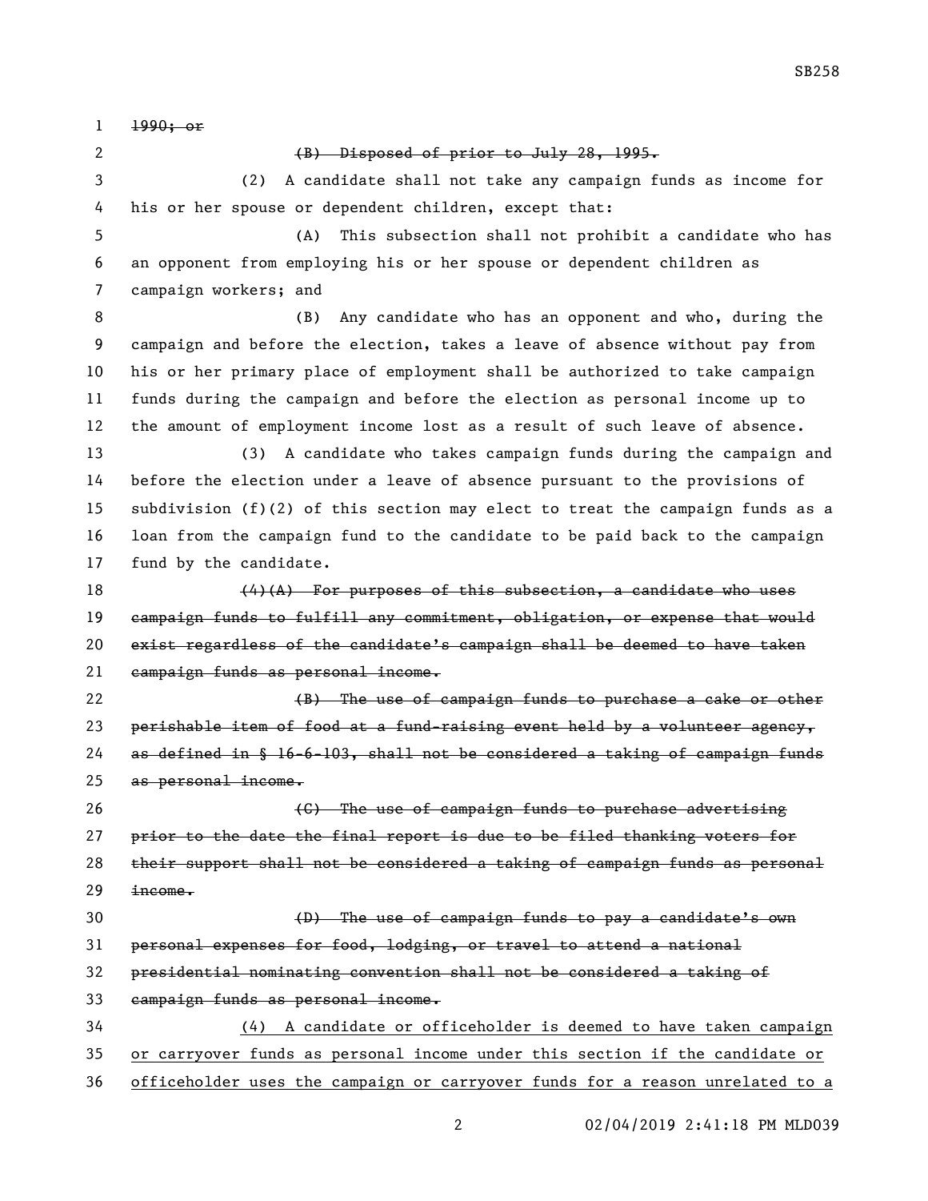~~1990; or~~

~~(B) Disposed of prior to July 28, 1995.~~

(2) A candidate shall not take any campaign funds as income for his or her spouse or dependent children, except that:

(A) This subsection shall not prohibit a candidate who has an opponent from employing his or her spouse or dependent children as campaign workers; and

(B) Any candidate who has an opponent and who, during the campaign and before the election, takes a leave of absence without pay from his or her primary place of employment shall be authorized to take campaign funds during the campaign and before the election as personal income up to the amount of employment income lost as a result of such leave of absence.

(3) A candidate who takes campaign funds during the campaign and before the election under a leave of absence pursuant to the provisions of subdivision (f)(2) of this section may elect to treat the campaign funds as a loan from the campaign fund to the candidate to be paid back to the campaign fund by the candidate.

~~(4)(A) For purposes of this subsection, a candidate who uses campaign funds to fulfill any commitment, obligation, or expense that would exist regardless of the candidate's campaign shall be deemed to have taken campaign funds as personal income.~~

~~(B) The use of campaign funds to purchase a cake or other perishable item of food at a fund-raising event held by a volunteer agency, as defined in § 16-6-103, shall not be considered a taking of campaign funds as personal income.~~

~~(C) The use of campaign funds to purchase advertising prior to the date the final report is due to be filed thanking voters for their support shall not be considered a taking of campaign funds as personal income.~~

~~(D) The use of campaign funds to pay a candidate's own personal expenses for food, lodging, or travel to attend a national presidential nominating convention shall not be considered a taking of campaign funds as personal income.~~

<u>(4) A candidate or officeholder is deemed to have taken campaign or carryover funds as personal income under this section if the candidate or officeholder uses the campaign or carryover funds for a reason unrelated to a</u>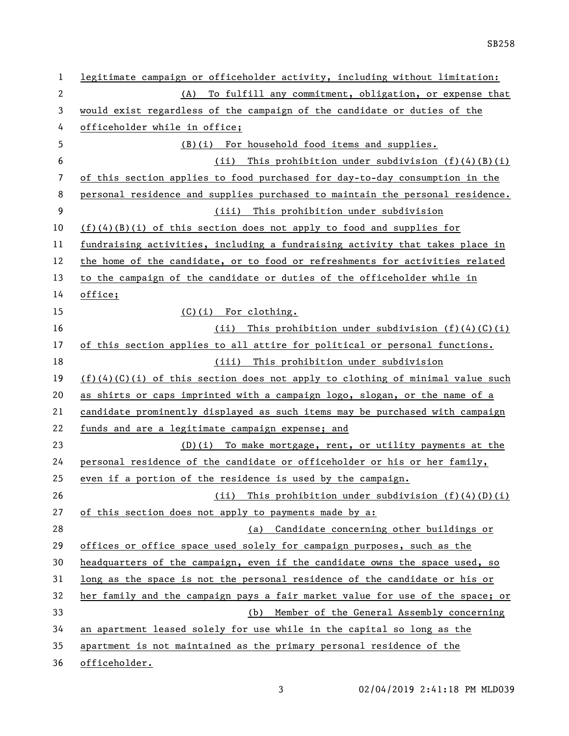legitimate campaign or officeholder activity, including without limitation:

(A) To fulfill any commitment, obligation, or expense that would exist regardless of the campaign of the candidate or duties of the officeholder while in office;

(B)(i) For household food items and supplies.

(ii) This prohibition under subdivision (f)(4)(B)(i) of this section applies to food purchased for day-to-day consumption in the personal residence and supplies purchased to maintain the personal residence.

(iii) This prohibition under subdivision (f)(4)(B)(i) of this section does not apply to food and supplies for fundraising activities, including a fundraising activity that takes place in the home of the candidate, or to food or refreshments for activities related to the campaign of the candidate or duties of the officeholder while in office;

(C)(i) For clothing.

(ii) This prohibition under subdivision (f)(4)(C)(i) of this section applies to all attire for political or personal functions.

(iii) This prohibition under subdivision (f)(4)(C)(i) of this section does not apply to clothing of minimal value such as shirts or caps imprinted with a campaign logo, slogan, or the name of a candidate prominently displayed as such items may be purchased with campaign funds and are a legitimate campaign expense; and

(D)(i) To make mortgage, rent, or utility payments at the personal residence of the candidate or officeholder or his or her family, even if a portion of the residence is used by the campaign.

(ii) This prohibition under subdivision (f)(4)(D)(i) of this section does not apply to payments made by a:

(a) Candidate concerning other buildings or offices or office space used solely for campaign purposes, such as the headquarters of the campaign, even if the candidate owns the space used, so long as the space is not the personal residence of the candidate or his or her family and the campaign pays a fair market value for use of the space; or

(b) Member of the General Assembly concerning an apartment leased solely for use while in the capital so long as the apartment is not maintained as the primary personal residence of the officeholder.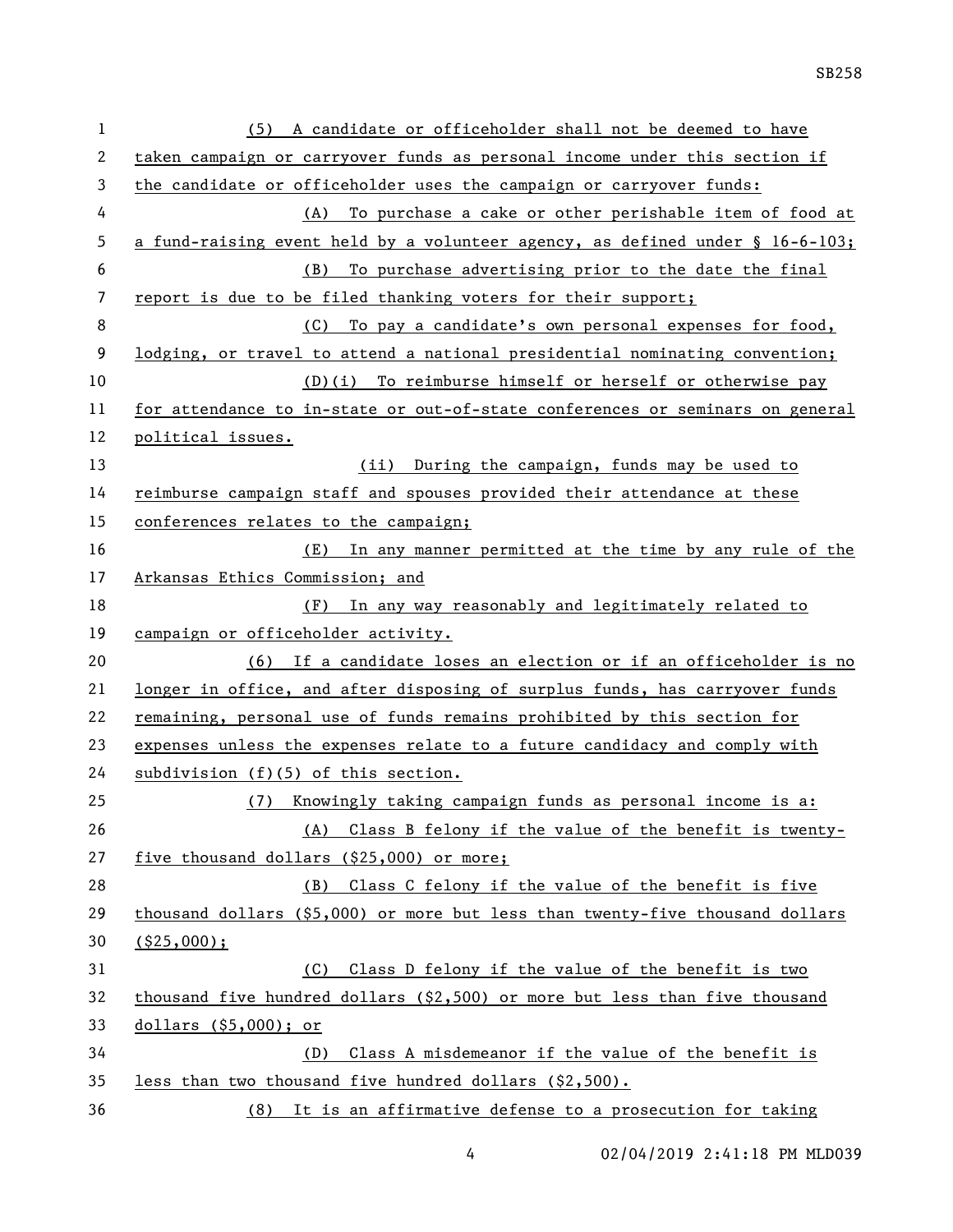(5) A candidate or officeholder shall not be deemed to have taken campaign or carryover funds as personal income under this section if the candidate or officeholder uses the campaign or carryover funds:

(A) To purchase a cake or other perishable item of food at a fund-raising event held by a volunteer agency, as defined under § 16-6-103;

(B) To purchase advertising prior to the date the final report is due to be filed thanking voters for their support;

(C) To pay a candidate's own personal expenses for food, lodging, or travel to attend a national presidential nominating convention;

(D)(i) To reimburse himself or herself or otherwise pay for attendance to in-state or out-of-state conferences or seminars on general political issues.

(ii) During the campaign, funds may be used to reimburse campaign staff and spouses provided their attendance at these conferences relates to the campaign;

(E) In any manner permitted at the time by any rule of the Arkansas Ethics Commission; and

(F) In any way reasonably and legitimately related to campaign or officeholder activity.

(6) If a candidate loses an election or if an officeholder is no longer in office, and after disposing of surplus funds, has carryover funds remaining, personal use of funds remains prohibited by this section for expenses unless the expenses relate to a future candidacy and comply with subdivision (f)(5) of this section.

(7) Knowingly taking campaign funds as personal income is a:

(A) Class B felony if the value of the benefit is twenty-five thousand dollars ($25,000) or more;

(B) Class C felony if the value of the benefit is five thousand dollars ($5,000) or more but less than twenty-five thousand dollars ($25,000);

(C) Class D felony if the value of the benefit is two thousand five hundred dollars ($2,500) or more but less than five thousand dollars ($5,000); or

(D) Class A misdemeanor if the value of the benefit is less than two thousand five hundred dollars ($2,500).

(8) It is an affirmative defense to a prosecution for taking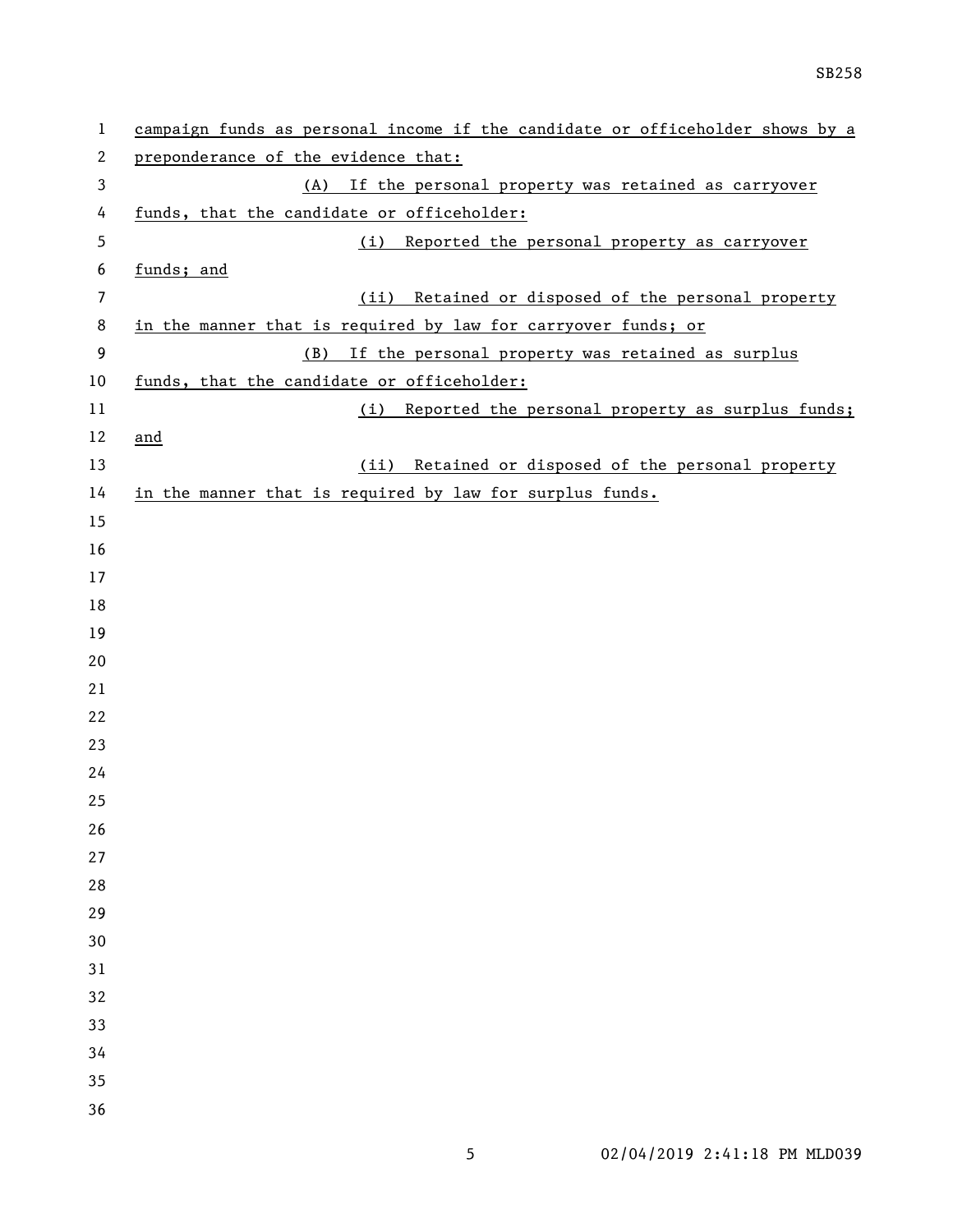campaign funds as personal income if the candidate or officeholder shows by a preponderance of the evidence that:

(A) If the personal property was retained as carryover funds, that the candidate or officeholder:

(i) Reported the personal property as carryover funds; and

(ii) Retained or disposed of the personal property in the manner that is required by law for carryover funds; or

(B) If the personal property was retained as surplus funds, that the candidate or officeholder:

(i) Reported the personal property as surplus funds; and

(ii) Retained or disposed of the personal property in the manner that is required by law for surplus funds.